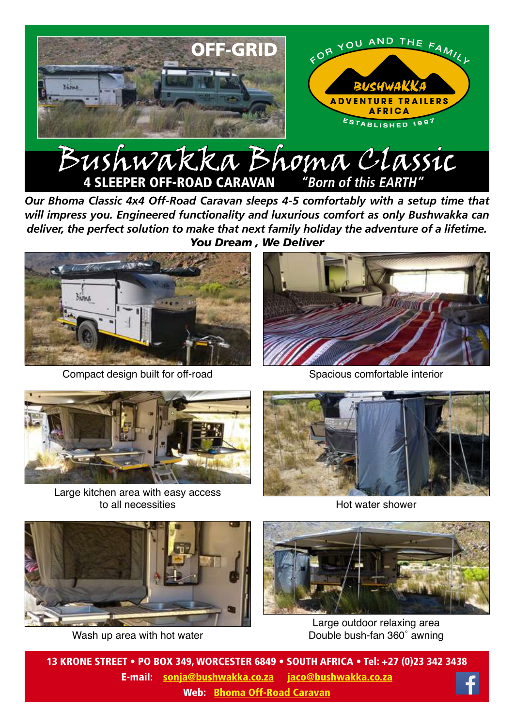OFF-GRID

FOR YOU AND THE FAMILY

BUSHWAKKA

ADVENTURE TRAILERS AFRICA

ESTABLISHED 1997

# Bushwakka Bhoma Classic

**4 SLEEPER OFF-ROAD CARAVAN** *"Born of this EARTH"*

***Our Bhoma Classic 4x4 Off-Road Caravan sleeps 4-5 comfortably with a setup time that will impress you. Engineered functionality and luxurious comfort as only Bushwakka can deliver, the perfect solution to make that next family holiday the adventure of a lifetime.***

***You Dream , We Deliver***

Compact design built for off-road

Spacious comfortable interior

Large kitchen area with easy access to all necessities

Hot water shower

Wash up area with hot water

Large outdoor relaxing area
Double bush-fan 360˚ awning

**13 KRONE STREET • PO BOX 349, WORCESTER 6849 • SOUTH AFRICA • Tel: +27 (0)23 342 3438**

**E-mail:** sonja@bushwakka.co.za jaco@bushwakka.co.za

**Web:** Bhoma Off-Road Caravan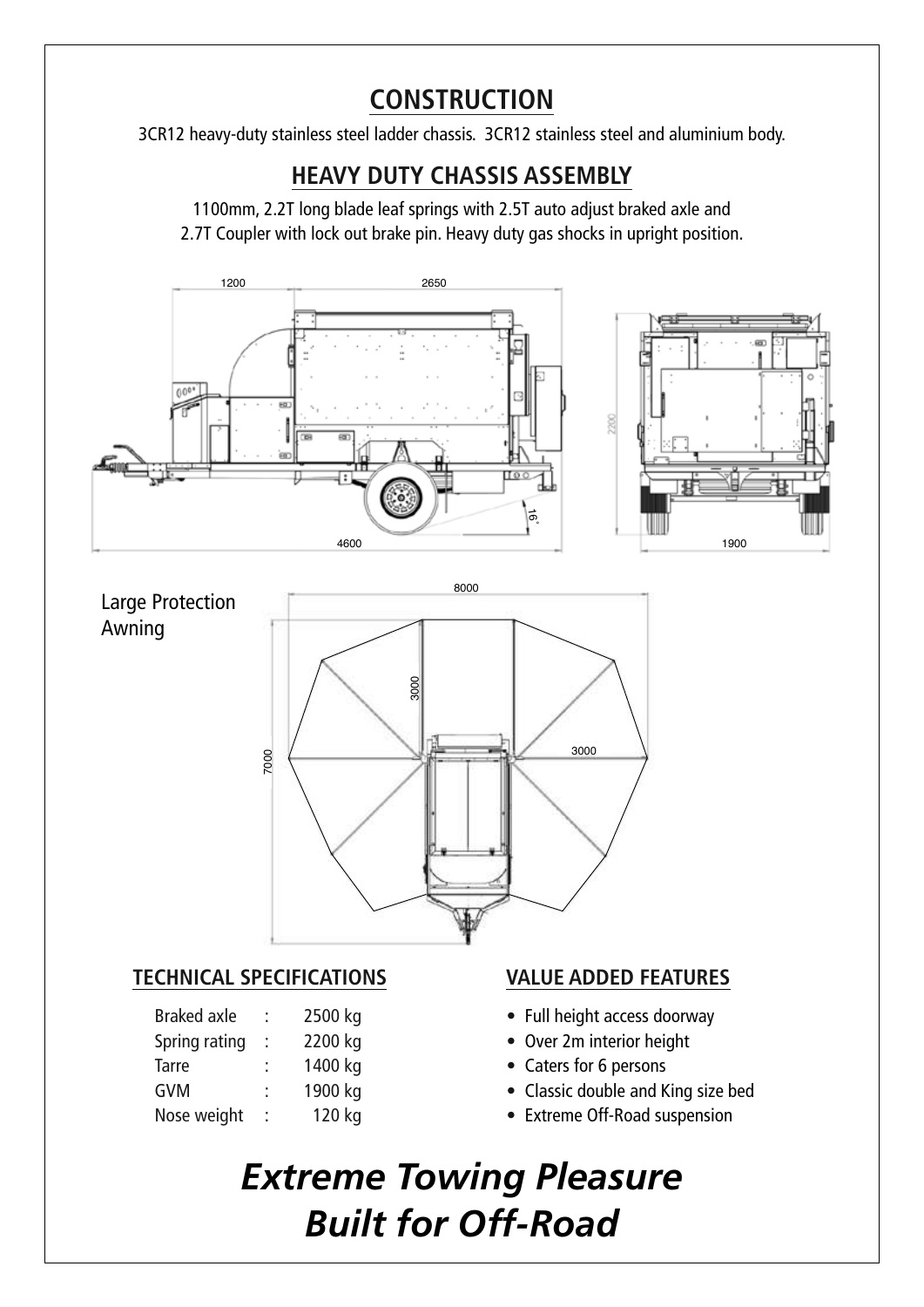## CONSTRUCTION

3CR12 heavy-duty stainless steel ladder chassis. 3CR12 stainless steel and aluminium body.

## HEAVY DUTY CHASSIS ASSEMBLY

1100mm, 2.2T long blade leaf springs with 2.5T auto adjust braked axle and 2.7T Coupler with lock out brake pin. Heavy duty gas shocks in upright position.

1200
2650
16°
4600
2200
1900

Large Protection Awning

8000
3000
3000
7000

### TECHNICAL SPECIFICATIONS

| | | |
|---|---|---|
| Braked axle | : | 2500 kg |
| Spring rating | : | 2200 kg |
| Tarre | : | 1400 kg |
| GVM | : | 1900 kg |
| Nose weight | : | 120 kg |

### VALUE ADDED FEATURES

- Full height access doorway
- Over 2m interior height
- Caters for 6 persons
- Classic double and King size bed
- Extreme Off-Road suspension

# *Extreme Towing Pleasure Built for Off-Road*